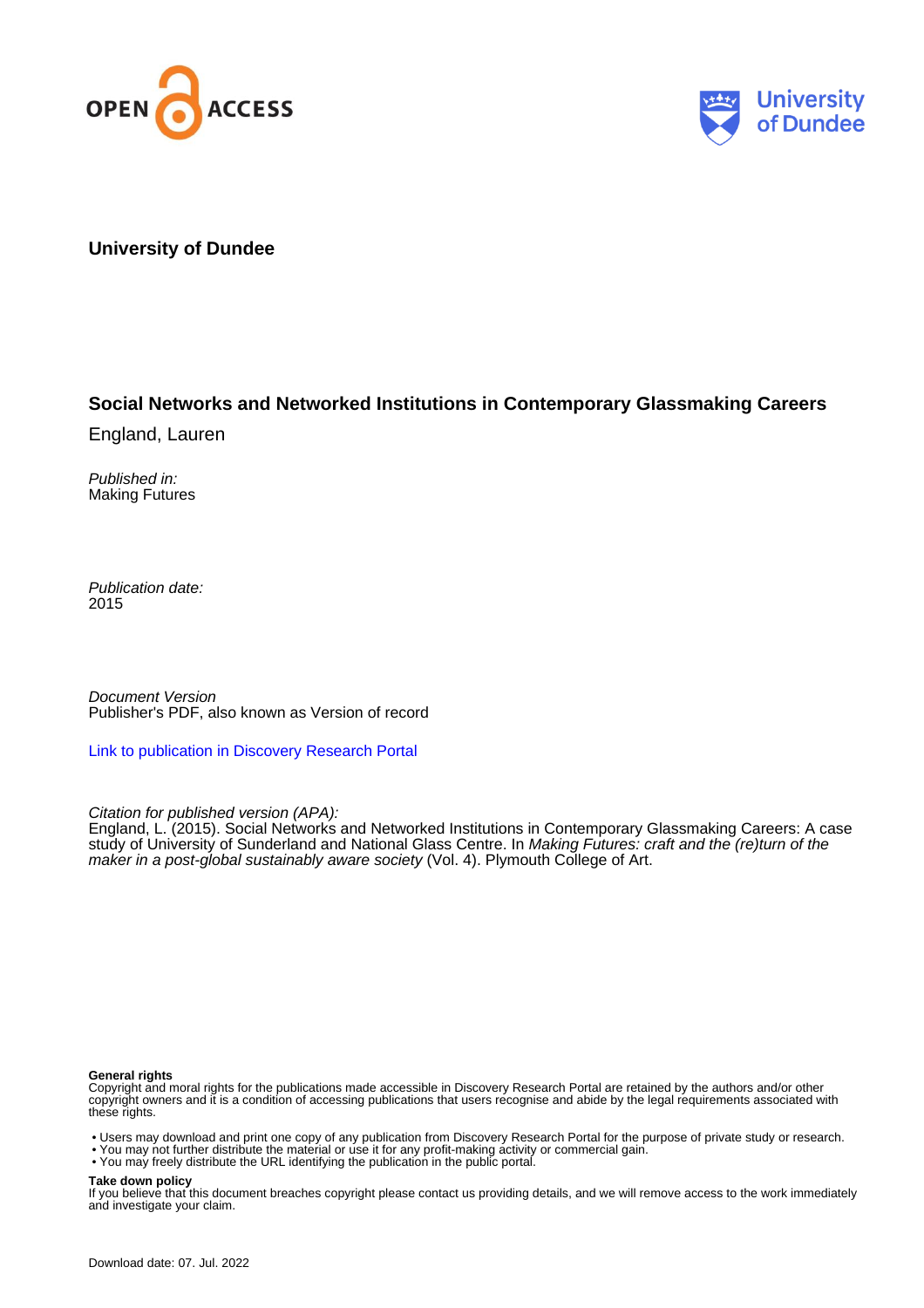OPEN ACCESS

University of Dundee

**University of Dundee**

# Social Networks and Networked Institutions in Contemporary Glassmaking Careers

England, Lauren

*Published in:*
Making Futures

*Publication date:*
2015

*Document Version*
Publisher's PDF, also known as Version of record

Link to publication in Discovery Research Portal

*Citation for published version (APA):*
England, L. (2015). Social Networks and Networked Institutions in Contemporary Glassmaking Careers: A case study of University of Sunderland and National Glass Centre. In *Making Futures: craft and the (re)turn of the maker in a post-global sustainably aware society* (Vol. 4). Plymouth College of Art.

**General rights**
Copyright and moral rights for the publications made accessible in Discovery Research Portal are retained by the authors and/or other copyright owners and it is a condition of accessing publications that users recognise and abide by the legal requirements associated with these rights.

- Users may download and print one copy of any publication from Discovery Research Portal for the purpose of private study or research.
- You may not further distribute the material or use it for any profit-making activity or commercial gain.
- You may freely distribute the URL identifying the publication in the public portal.

**Take down policy**
If you believe that this document breaches copyright please contact us providing details, and we will remove access to the work immediately and investigate your claim.

Download date: 07. Jul. 2022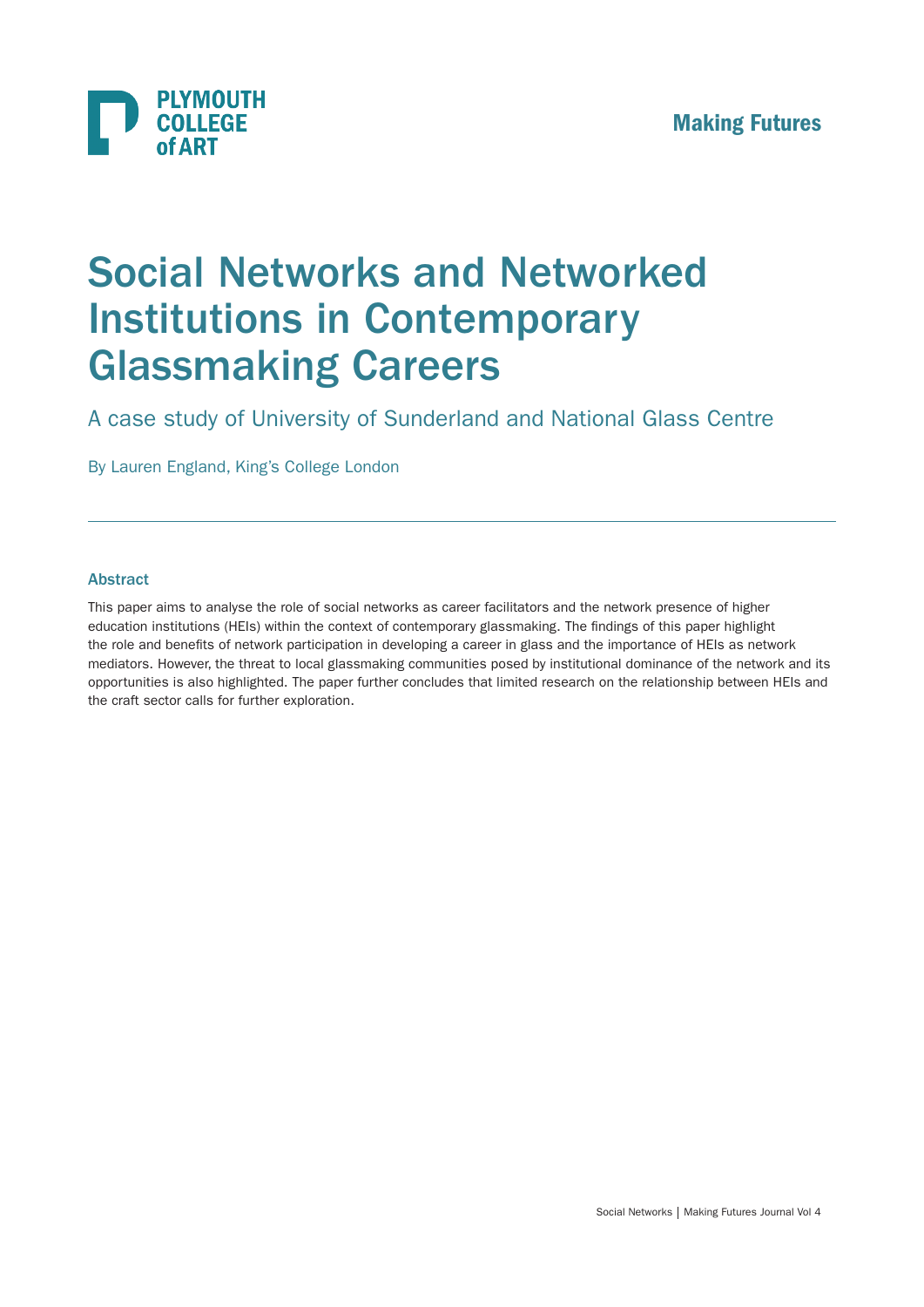# Social Networks and Networked Institutions in Contemporary Glassmaking Careers

A case study of University of Sunderland and National Glass Centre

By Lauren England, King's College London

---

### Abstract

This paper aims to analyse the role of social networks as career facilitators and the network presence of higher education institutions (HEIs) within the context of contemporary glassmaking. The findings of this paper highlight the role and benefits of network participation in developing a career in glass and the importance of HEIs as network mediators. However, the threat to local glassmaking communities posed by institutional dominance of the network and its opportunities is also highlighted. The paper further concludes that limited research on the relationship between HEIs and the craft sector calls for further exploration.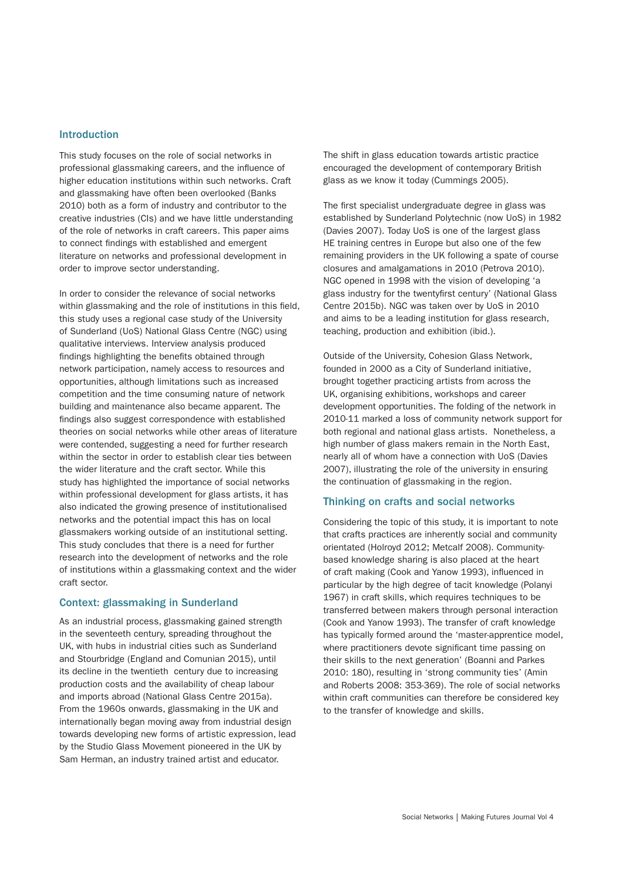## Introduction

This study focuses on the role of social networks in professional glassmaking careers, and the influence of higher education institutions within such networks. Craft and glassmaking have often been overlooked (Banks 2010) both as a form of industry and contributor to the creative industries (CIs) and we have little understanding of the role of networks in craft careers. This paper aims to connect findings with established and emergent literature on networks and professional development in order to improve sector understanding.

In order to consider the relevance of social networks within glassmaking and the role of institutions in this field, this study uses a regional case study of the University of Sunderland (UoS) National Glass Centre (NGC) using qualitative interviews. Interview analysis produced findings highlighting the benefits obtained through network participation, namely access to resources and opportunities, although limitations such as increased competition and the time consuming nature of network building and maintenance also became apparent. The findings also suggest correspondence with established theories on social networks while other areas of literature were contended, suggesting a need for further research within the sector in order to establish clear ties between the wider literature and the craft sector. While this study has highlighted the importance of social networks within professional development for glass artists, it has also indicated the growing presence of institutionalised networks and the potential impact this has on local glassmakers working outside of an institutional setting. This study concludes that there is a need for further research into the development of networks and the role of institutions within a glassmaking context and the wider craft sector.

## Context: glassmaking in Sunderland

As an industrial process, glassmaking gained strength in the seventeenth century, spreading throughout the UK, with hubs in industrial cities such as Sunderland and Stourbridge (England and Comunian 2015), until its decline in the twentieth century due to increasing production costs and the availability of cheap labour and imports abroad (National Glass Centre 2015a). From the 1960s onwards, glassmaking in the UK and internationally began moving away from industrial design towards developing new forms of artistic expression, lead by the Studio Glass Movement pioneered in the UK by Sam Herman, an industry trained artist and educator. The shift in glass education towards artistic practice encouraged the development of contemporary British glass as we know it today (Cummings 2005).

The first specialist undergraduate degree in glass was established by Sunderland Polytechnic (now UoS) in 1982 (Davies 2007). Today UoS is one of the largest glass HE training centres in Europe but also one of the few remaining providers in the UK following a spate of course closures and amalgamations in 2010 (Petrova 2010). NGC opened in 1998 with the vision of developing 'a glass industry for the twentyfirst century' (National Glass Centre 2015b). NGC was taken over by UoS in 2010 and aims to be a leading institution for glass research, teaching, production and exhibition (ibid.).

Outside of the University, Cohesion Glass Network, founded in 2000 as a City of Sunderland initiative, brought together practicing artists from across the UK, organising exhibitions, workshops and career development opportunities. The folding of the network in 2010-11 marked a loss of community network support for both regional and national glass artists. Nonetheless, a high number of glass makers remain in the North East, nearly all of whom have a connection with UoS (Davies 2007), illustrating the role of the university in ensuring the continuation of glassmaking in the region.

## Thinking on crafts and social networks

Considering the topic of this study, it is important to note that crafts practices are inherently social and community orientated (Holroyd 2012; Metcalf 2008). Community-based knowledge sharing is also placed at the heart of craft making (Cook and Yanow 1993), influenced in particular by the high degree of tacit knowledge (Polanyi 1967) in craft skills, which requires techniques to be transferred between makers through personal interaction (Cook and Yanow 1993). The transfer of craft knowledge has typically formed around the 'master-apprentice model, where practitioners devote significant time passing on their skills to the next generation' (Boanni and Parkes 2010: 180), resulting in 'strong community ties' (Amin and Roberts 2008: 353-369). The role of social networks within craft communities can therefore be considered key to the transfer of knowledge and skills.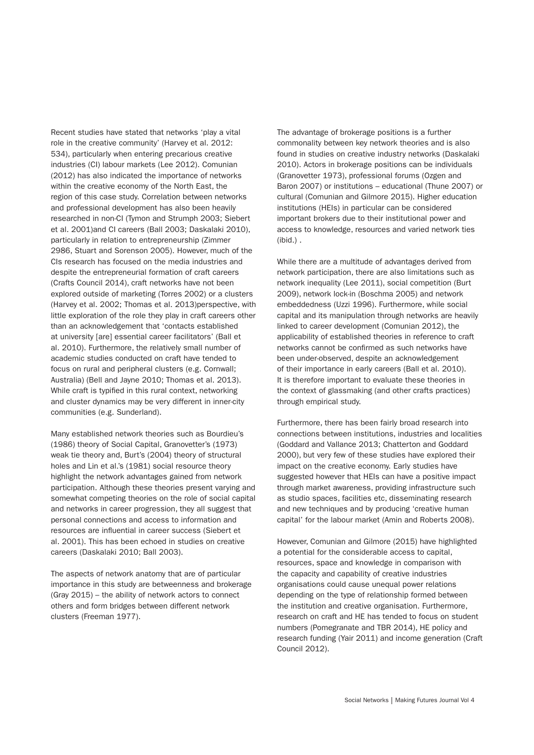Recent studies have stated that networks 'play a vital role in the creative community' (Harvey et al. 2012: 534), particularly when entering precarious creative industries (CI) labour markets (Lee 2012). Comunian (2012) has also indicated the importance of networks within the creative economy of the North East, the region of this case study. Correlation between networks and professional development has also been heavily researched in non-CI (Tymon and Strumph 2003; Siebert et al. 2001)and CI careers (Ball 2003; Daskalaki 2010), particularly in relation to entrepreneurship (Zimmer 2986, Stuart and Sorenson 2005). However, much of the CIs research has focused on the media industries and despite the entrepreneurial formation of craft careers (Crafts Council 2014), craft networks have not been explored outside of marketing (Torres 2002) or a clusters (Harvey et al. 2002; Thomas et al. 2013)perspective, with little exploration of the role they play in craft careers other than an acknowledgement that 'contacts established at university [are] essential career facilitators' (Ball et al. 2010). Furthermore, the relatively small number of academic studies conducted on craft have tended to focus on rural and peripheral clusters (e.g. Cornwall; Australia) (Bell and Jayne 2010; Thomas et al. 2013). While craft is typified in this rural context, networking and cluster dynamics may be very different in inner-city communities (e.g. Sunderland).

Many established network theories such as Bourdieu's (1986) theory of Social Capital, Granovetter's (1973) weak tie theory and, Burt's (2004) theory of structural holes and Lin et al.'s (1981) social resource theory highlight the network advantages gained from network participation. Although these theories present varying and somewhat competing theories on the role of social capital and networks in career progression, they all suggest that personal connections and access to information and resources are influential in career success (Siebert et al. 2001). This has been echoed in studies on creative careers (Daskalaki 2010; Ball 2003).

The aspects of network anatomy that are of particular importance in this study are betweenness and brokerage (Gray 2015) – the ability of network actors to connect others and form bridges between different network clusters (Freeman 1977).

The advantage of brokerage positions is a further commonality between key network theories and is also found in studies on creative industry networks (Daskalaki 2010). Actors in brokerage positions can be individuals (Granovetter 1973), professional forums (Ozgen and Baron 2007) or institutions – educational (Thune 2007) or cultural (Comunian and Gilmore 2015). Higher education institutions (HEIs) in particular can be considered important brokers due to their institutional power and access to knowledge, resources and varied network ties (ibid.) .

While there are a multitude of advantages derived from network participation, there are also limitations such as network inequality (Lee 2011), social competition (Burt 2009), network lock-in (Boschma 2005) and network embeddedness (Uzzi 1996). Furthermore, while social capital and its manipulation through networks are heavily linked to career development (Comunian 2012), the applicability of established theories in reference to craft networks cannot be confirmed as such networks have been under-observed, despite an acknowledgement of their importance in early careers (Ball et al. 2010). It is therefore important to evaluate these theories in the context of glassmaking (and other crafts practices) through empirical study.

Furthermore, there has been fairly broad research into connections between institutions, industries and localities (Goddard and Vallance 2013; Chatterton and Goddard 2000), but very few of these studies have explored their impact on the creative economy. Early studies have suggested however that HEIs can have a positive impact through market awareness, providing infrastructure such as studio spaces, facilities etc, disseminating research and new techniques and by producing 'creative human capital' for the labour market (Amin and Roberts 2008).

However, Comunian and Gilmore (2015) have highlighted a potential for the considerable access to capital, resources, space and knowledge in comparison with the capacity and capability of creative industries organisations could cause unequal power relations depending on the type of relationship formed between the institution and creative organisation. Furthermore, research on craft and HE has tended to focus on student numbers (Pomegranate and TBR 2014), HE policy and research funding (Yair 2011) and income generation (Craft Council 2012).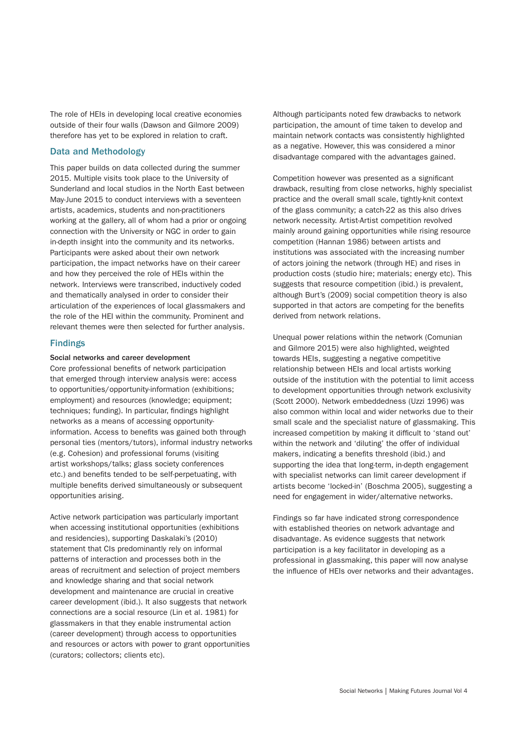The role of HEIs in developing local creative economies outside of their four walls (Dawson and Gilmore 2009) therefore has yet to be explored in relation to craft.

## Data and Methodology

This paper builds on data collected during the summer 2015. Multiple visits took place to the University of Sunderland and local studios in the North East between May-June 2015 to conduct interviews with a seventeen artists, academics, students and non-practitioners working at the gallery, all of whom had a prior or ongoing connection with the University or NGC in order to gain in-depth insight into the community and its networks. Participants were asked about their own network participation, the impact networks have on their career and how they perceived the role of HEIs within the network. Interviews were transcribed, inductively coded and thematically analysed in order to consider their articulation of the experiences of local glassmakers and the role of the HEI within the community. Prominent and relevant themes were then selected for further analysis.

## Findings

### Social networks and career development

Core professional benefits of network participation that emerged through interview analysis were: access to opportunities/opportunity-information (exhibitions; employment) and resources (knowledge; equipment; techniques; funding). In particular, findings highlight networks as a means of accessing opportunity-information. Access to benefits was gained both through personal ties (mentors/tutors), informal industry networks (e.g. Cohesion) and professional forums (visiting artist workshops/talks; glass society conferences etc.) and benefits tended to be self-perpetuating, with multiple benefits derived simultaneously or subsequent opportunities arising.

Active network participation was particularly important when accessing institutional opportunities (exhibitions and residencies), supporting Daskalaki's (2010) statement that CIs predominantly rely on informal patterns of interaction and processes both in the areas of recruitment and selection of project members and knowledge sharing and that social network development and maintenance are crucial in creative career development (ibid.). It also suggests that network connections are a social resource (Lin et al. 1981) for glassmakers in that they enable instrumental action (career development) through access to opportunities and resources or actors with power to grant opportunities (curators; collectors; clients etc).

Although participants noted few drawbacks to network participation, the amount of time taken to develop and maintain network contacts was consistently highlighted as a negative. However, this was considered a minor disadvantage compared with the advantages gained.

Competition however was presented as a significant drawback, resulting from close networks, highly specialist practice and the overall small scale, tightly-knit context of the glass community; a catch-22 as this also drives network necessity. Artist-Artist competition revolved mainly around gaining opportunities while rising resource competition (Hannan 1986) between artists and institutions was associated with the increasing number of actors joining the network (through HE) and rises in production costs (studio hire; materials; energy etc). This suggests that resource competition (ibid.) is prevalent, although Burt's (2009) social competition theory is also supported in that actors are competing for the benefits derived from network relations.

Unequal power relations within the network (Comunian and Gilmore 2015) were also highlighted, weighted towards HEIs, suggesting a negative competitive relationship between HEIs and local artists working outside of the institution with the potential to limit access to development opportunities through network exclusivity (Scott 2000). Network embeddedness (Uzzi 1996) was also common within local and wider networks due to their small scale and the specialist nature of glassmaking. This increased competition by making it difficult to 'stand out' within the network and 'diluting' the offer of individual makers, indicating a benefits threshold (ibid.) and supporting the idea that long-term, in-depth engagement with specialist networks can limit career development if artists become 'locked-in' (Boschma 2005), suggesting a need for engagement in wider/alternative networks.

Findings so far have indicated strong correspondence with established theories on network advantage and disadvantage. As evidence suggests that network participation is a key facilitator in developing as a professional in glassmaking, this paper will now analyse the influence of HEIs over networks and their advantages.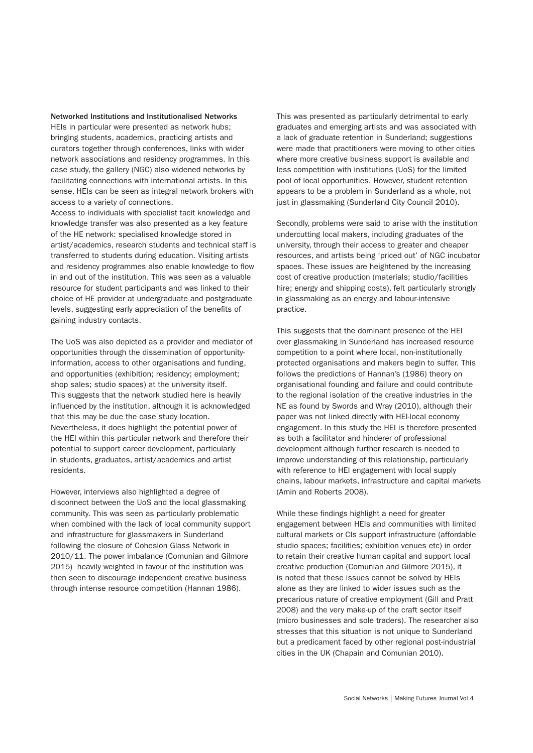**Networked Institutions and Institutionalised Networks**

HEIs in particular were presented as network hubs; bringing students, academics, practicing artists and curators together through conferences, links with wider network associations and residency programmes. In this case study, the gallery (NGC) also widened networks by facilitating connections with international artists. In this sense, HEIs can be seen as integral network brokers with access to a variety of connections.

Access to individuals with specialist tacit knowledge and knowledge transfer was also presented as a key feature of the HE network: specialised knowledge stored in artist/academics, research students and technical staff is transferred to students during education. Visiting artists and residency programmes also enable knowledge to flow in and out of the institution. This was seen as a valuable resource for student participants and was linked to their choice of HE provider at undergraduate and postgraduate levels, suggesting early appreciation of the benefits of gaining industry contacts.

The UoS was also depicted as a provider and mediator of opportunities through the dissemination of opportunity-information, access to other organisations and funding, and opportunities (exhibition; residency; employment; shop sales; studio spaces) at the university itself. This suggests that the network studied here is heavily influenced by the institution, although it is acknowledged that this may be due the case study location. Nevertheless, it does highlight the potential power of the HEI within this particular network and therefore their potential to support career development, particularly in students, graduates, artist/academics and artist residents.

However, interviews also highlighted a degree of disconnect between the UoS and the local glassmaking community. This was seen as particularly problematic when combined with the lack of local community support and infrastructure for glassmakers in Sunderland following the closure of Cohesion Glass Network in 2010/11. The power imbalance (Comunian and Gilmore 2015) heavily weighted in favour of the institution was then seen to discourage independent creative business through intense resource competition (Hannan 1986).

This was presented as particularly detrimental to early graduates and emerging artists and was associated with a lack of graduate retention in Sunderland; suggestions were made that practitioners were moving to other cities where more creative business support is available and less competition with institutions (UoS) for the limited pool of local opportunities. However, student retention appears to be a problem in Sunderland as a whole, not just in glassmaking (Sunderland City Council 2010).

Secondly, problems were said to arise with the institution undercutting local makers, including graduates of the university, through their access to greater and cheaper resources, and artists being 'priced out' of NGC incubator spaces. These issues are heightened by the increasing cost of creative production (materials; studio/facilities hire; energy and shipping costs), felt particularly strongly in glassmaking as an energy and labour-intensive practice.

This suggests that the dominant presence of the HEI over glassmaking in Sunderland has increased resource competition to a point where local, non-institutionally protected organisations and makers begin to suffer. This follows the predictions of Hannan's (1986) theory on organisational founding and failure and could contribute to the regional isolation of the creative industries in the NE as found by Swords and Wray (2010), although their paper was not linked directly with HEI-local economy engagement. In this study the HEI is therefore presented as both a facilitator and hinderer of professional development although further research is needed to improve understanding of this relationship, particularly with reference to HEI engagement with local supply chains, labour markets, infrastructure and capital markets (Amin and Roberts 2008).

While these findings highlight a need for greater engagement between HEIs and communities with limited cultural markets or CIs support infrastructure (affordable studio spaces; facilities; exhibition venues etc) in order to retain their creative human capital and support local creative production (Comunian and Gilmore 2015), it is noted that these issues cannot be solved by HEIs alone as they are linked to wider issues such as the precarious nature of creative employment (Gill and Pratt 2008) and the very make-up of the craft sector itself (micro businesses and sole traders). The researcher also stresses that this situation is not unique to Sunderland but a predicament faced by other regional post-industrial cities in the UK (Chapain and Comunian 2010).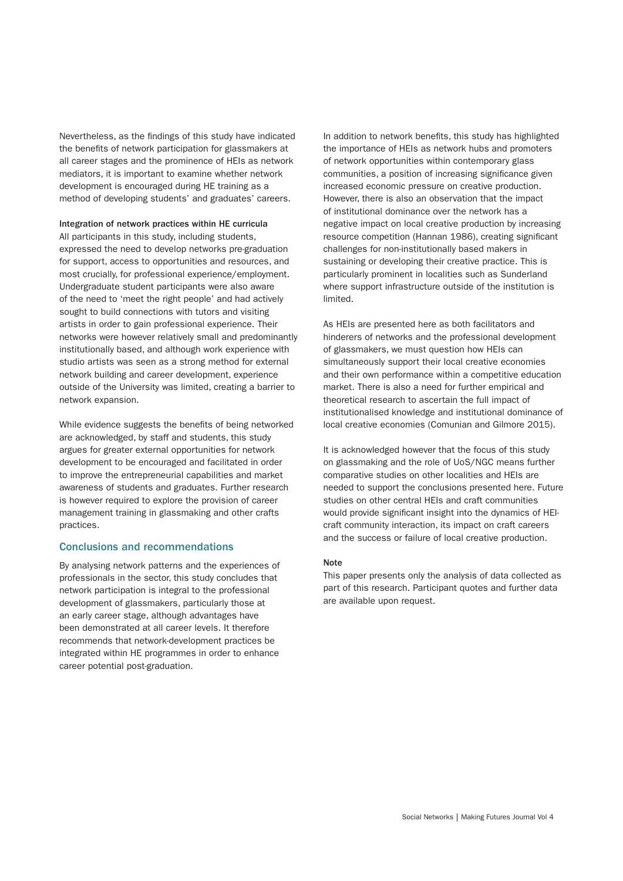Nevertheless, as the findings of this study have indicated the benefits of network participation for glassmakers at all career stages and the prominence of HEIs as network mediators, it is important to examine whether network development is encouraged during HE training as a method of developing students' and graduates' careers.

**Integration of network practices within HE curricula**

All participants in this study, including students, expressed the need to develop networks pre-graduation for support, access to opportunities and resources, and most crucially, for professional experience/employment. Undergraduate student participants were also aware of the need to 'meet the right people' and had actively sought to build connections with tutors and visiting artists in order to gain professional experience. Their networks were however relatively small and predominantly institutionally based, and although work experience with studio artists was seen as a strong method for external network building and career development, experience outside of the University was limited, creating a barrier to network expansion.

While evidence suggests the benefits of being networked are acknowledged, by staff and students, this study argues for greater external opportunities for network development to be encouraged and facilitated in order to improve the entrepreneurial capabilities and market awareness of students and graduates. Further research is however required to explore the provision of career management training in glassmaking and other crafts practices.

## Conclusions and recommendations

By analysing network patterns and the experiences of professionals in the sector, this study concludes that network participation is integral to the professional development of glassmakers, particularly those at an early career stage, although advantages have been demonstrated at all career levels. It therefore recommends that network-development practices be integrated within HE programmes in order to enhance career potential post-graduation.

In addition to network benefits, this study has highlighted the importance of HEIs as network hubs and promoters of network opportunities within contemporary glass communities, a position of increasing significance given increased economic pressure on creative production. However, there is also an observation that the impact of institutional dominance over the network has a negative impact on local creative production by increasing resource competition (Hannan 1986), creating significant challenges for non-institutionally based makers in sustaining or developing their creative practice. This is particularly prominent in localities such as Sunderland where support infrastructure outside of the institution is limited.

As HEIs are presented here as both facilitators and hinderers of networks and the professional development of glassmakers, we must question how HEIs can simultaneously support their local creative economies and their own performance within a competitive education market. There is also a need for further empirical and theoretical research to ascertain the full impact of institutionalised knowledge and institutional dominance of local creative economies (Comunian and Gilmore 2015).

It is acknowledged however that the focus of this study on glassmaking and the role of UoS/NGC means further comparative studies on other localities and HEIs are needed to support the conclusions presented here. Future studies on other central HEIs and craft communities would provide significant insight into the dynamics of HEI-craft community interaction, its impact on craft careers and the success or failure of local creative production.

**Note**

This paper presents only the analysis of data collected as part of this research. Participant quotes and further data are available upon request.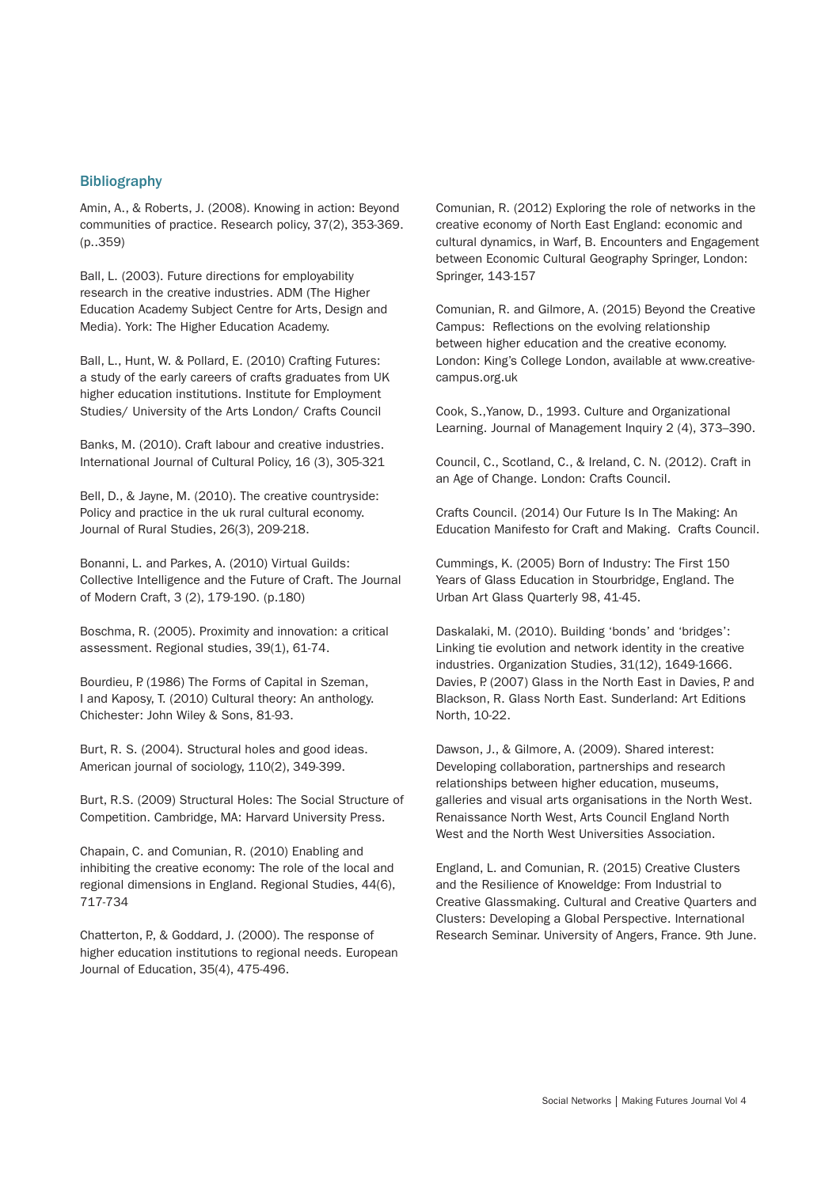## Bibliography

Amin, A., & Roberts, J. (2008). Knowing in action: Beyond communities of practice. Research policy, 37(2), 353-369. (p..359)

Ball, L. (2003). Future directions for employability research in the creative industries. ADM (The Higher Education Academy Subject Centre for Arts, Design and Media). York: The Higher Education Academy.

Ball, L., Hunt, W. & Pollard, E. (2010) Crafting Futures: a study of the early careers of crafts graduates from UK higher education institutions. Institute for Employment Studies/ University of the Arts London/ Crafts Council

Banks, M. (2010). Craft labour and creative industries. International Journal of Cultural Policy, 16 (3), 305-321

Bell, D., & Jayne, M. (2010). The creative countryside: Policy and practice in the uk rural cultural economy. Journal of Rural Studies, 26(3), 209-218.

Bonanni, L. and Parkes, A. (2010) Virtual Guilds: Collective Intelligence and the Future of Craft. The Journal of Modern Craft, 3 (2), 179-190. (p.180)

Boschma, R. (2005). Proximity and innovation: a critical assessment. Regional studies, 39(1), 61-74.

Bourdieu, P. (1986) The Forms of Capital in Szeman, I and Kaposy, T. (2010) Cultural theory: An anthology. Chichester: John Wiley & Sons, 81-93.

Burt, R. S. (2004). Structural holes and good ideas. American journal of sociology, 110(2), 349-399.

Burt, R.S. (2009) Structural Holes: The Social Structure of Competition. Cambridge, MA: Harvard University Press.

Chapain, C. and Comunian, R. (2010) Enabling and inhibiting the creative economy: The role of the local and regional dimensions in England. Regional Studies, 44(6), 717-734

Chatterton, P., & Goddard, J. (2000). The response of higher education institutions to regional needs. European Journal of Education, 35(4), 475-496.

Comunian, R. (2012) Exploring the role of networks in the creative economy of North East England: economic and cultural dynamics, in Warf, B. Encounters and Engagement between Economic Cultural Geography Springer, London: Springer, 143-157

Comunian, R. and Gilmore, A. (2015) Beyond the Creative Campus: Reflections on the evolving relationship between higher education and the creative economy. London: King's College London, available at www.creative-campus.org.uk

Cook, S.,Yanow, D., 1993. Culture and Organizational Learning. Journal of Management Inquiry 2 (4), 373–390.

Council, C., Scotland, C., & Ireland, C. N. (2012). Craft in an Age of Change. London: Crafts Council.

Crafts Council. (2014) Our Future Is In The Making: An Education Manifesto for Craft and Making. Crafts Council.

Cummings, K. (2005) Born of Industry: The First 150 Years of Glass Education in Stourbridge, England. The Urban Art Glass Quarterly 98, 41-45.

Daskalaki, M. (2010). Building 'bonds' and 'bridges': Linking tie evolution and network identity in the creative industries. Organization Studies, 31(12), 1649-1666.
Davies, P. (2007) Glass in the North East in Davies, P. and Blackson, R. Glass North East. Sunderland: Art Editions North, 10-22.

Dawson, J., & Gilmore, A. (2009). Shared interest: Developing collaboration, partnerships and research relationships between higher education, museums, galleries and visual arts organisations in the North West. Renaissance North West, Arts Council England North West and the North West Universities Association.

England, L. and Comunian, R. (2015) Creative Clusters and the Resilience of Knoweldge: From Industrial to Creative Glassmaking. Cultural and Creative Quarters and Clusters: Developing a Global Perspective. International Research Seminar. University of Angers, France. 9th June.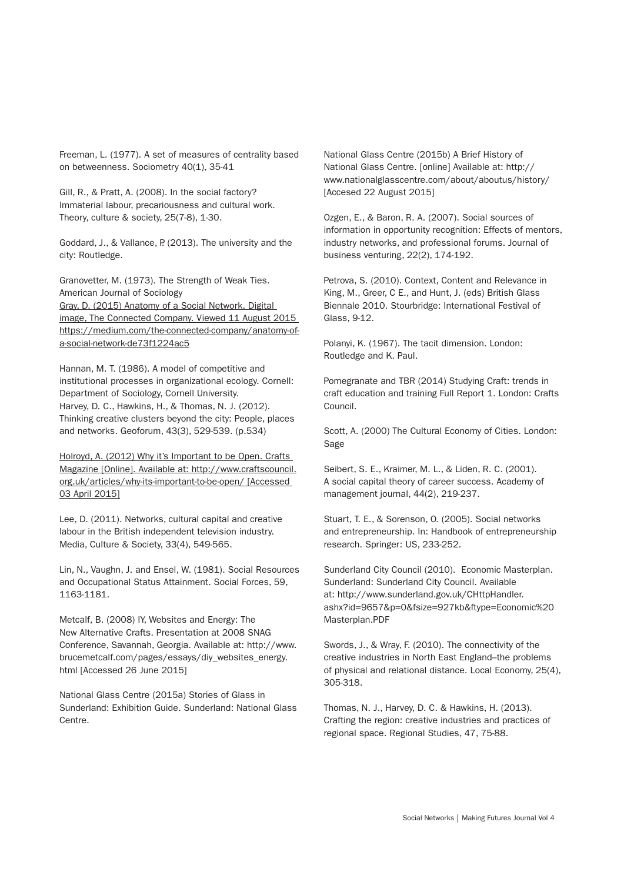Freeman, L. (1977). A set of measures of centrality based on betweenness. Sociometry 40(1), 35-41

Gill, R., & Pratt, A. (2008). In the social factory? Immaterial labour, precariousness and cultural work. Theory, culture & society, 25(7-8), 1-30.

Goddard, J., & Vallance, P. (2013). The university and the city: Routledge.

Granovetter, M. (1973). The Strength of Weak Ties. American Journal of Sociology
Gray, D. (2015) Anatomy of a Social Network. Digital image, The Connected Company. Viewed 11 August 2015 https://medium.com/the-connected-company/anatomy-of-a-social-network-de73f1224ac5

Hannan, M. T. (1986). A model of competitive and institutional processes in organizational ecology. Cornell: Department of Sociology, Cornell University.
Harvey, D. C., Hawkins, H., & Thomas, N. J. (2012). Thinking creative clusters beyond the city: People, places and networks. Geoforum, 43(3), 529-539. (p.534)

Holroyd, A. (2012) Why it's Important to be Open. Crafts Magazine [Online]. Available at: http://www.craftscouncil.org.uk/articles/why-its-important-to-be-open/ [Accessed 03 April 2015]

Lee, D. (2011). Networks, cultural capital and creative labour in the British independent television industry. Media, Culture & Society, 33(4), 549-565.

Lin, N., Vaughn, J. and Ensel, W. (1981). Social Resources and Occupational Status Attainment. Social Forces, 59, 1163-1181.

Metcalf, B. (2008) IY, Websites and Energy: The New Alternative Crafts. Presentation at 2008 SNAG Conference, Savannah, Georgia. Available at: http://www.brucemetcalf.com/pages/essays/diy_websites_energy.html [Accessed 26 June 2015]

National Glass Centre (2015a) Stories of Glass in Sunderland: Exhibition Guide. Sunderland: National Glass Centre.

National Glass Centre (2015b) A Brief History of National Glass Centre. [online] Available at: http://www.nationalglasscentre.com/about/aboutus/history/ [Accesed 22 August 2015]

Ozgen, E., & Baron, R. A. (2007). Social sources of information in opportunity recognition: Effects of mentors, industry networks, and professional forums. Journal of business venturing, 22(2), 174-192.

Petrova, S. (2010). Context, Content and Relevance in King, M., Greer, C E., and Hunt, J. (eds) British Glass Biennale 2010. Stourbridge: International Festival of Glass, 9-12.

Polanyi, K. (1967). The tacit dimension. London: Routledge and K. Paul.

Pomegranate and TBR (2014) Studying Craft: trends in craft education and training Full Report 1. London: Crafts Council.

Scott, A. (2000) The Cultural Economy of Cities. London: Sage

Seibert, S. E., Kraimer, M. L., & Liden, R. C. (2001). A social capital theory of career success. Academy of management journal, 44(2), 219-237.

Stuart, T. E., & Sorenson, O. (2005). Social networks and entrepreneurship. In: Handbook of entrepreneurship research. Springer: US, 233-252.

Sunderland City Council (2010). Economic Masterplan. Sunderland: Sunderland City Council. Available at: http://www.sunderland.gov.uk/CHttpHandler.ashx?id=9657&p=0&fsize=927kb&ftype=Economic%20Masterplan.PDF

Swords, J., & Wray, F. (2010). The connectivity of the creative industries in North East England–the problems of physical and relational distance. Local Economy, 25(4), 305-318.

Thomas, N. J., Harvey, D. C. & Hawkins, H. (2013). Crafting the region: creative industries and practices of regional space. Regional Studies, 47, 75-88.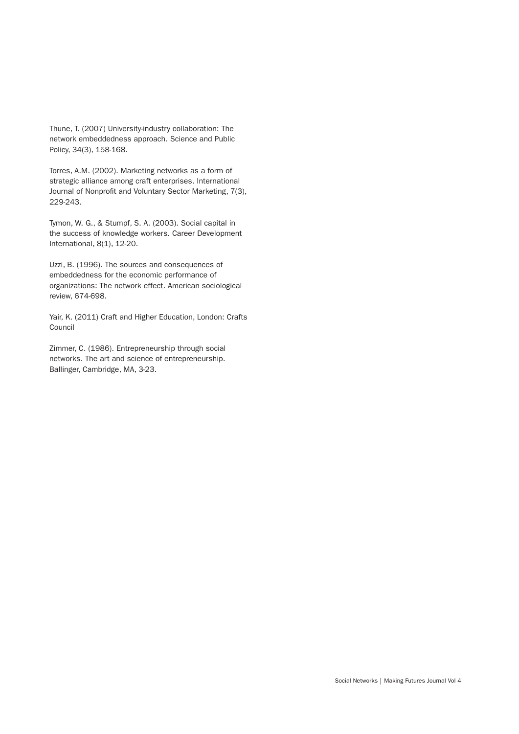Thune, T. (2007) University-industry collaboration: The network embeddedness approach. Science and Public Policy, 34(3), 158-168.

Torres, A.M. (2002). Marketing networks as a form of strategic alliance among craft enterprises. International Journal of Nonprofit and Voluntary Sector Marketing, 7(3), 229-243.

Tymon, W. G., & Stumpf, S. A. (2003). Social capital in the success of knowledge workers. Career Development International, 8(1), 12-20.

Uzzi, B. (1996). The sources and consequences of embeddedness for the economic performance of organizations: The network effect. American sociological review, 674-698.

Yair, K. (2011) Craft and Higher Education, London: Crafts Council

Zimmer, C. (1986). Entrepreneurship through social networks. The art and science of entrepreneurship. Ballinger, Cambridge, MA, 3-23.